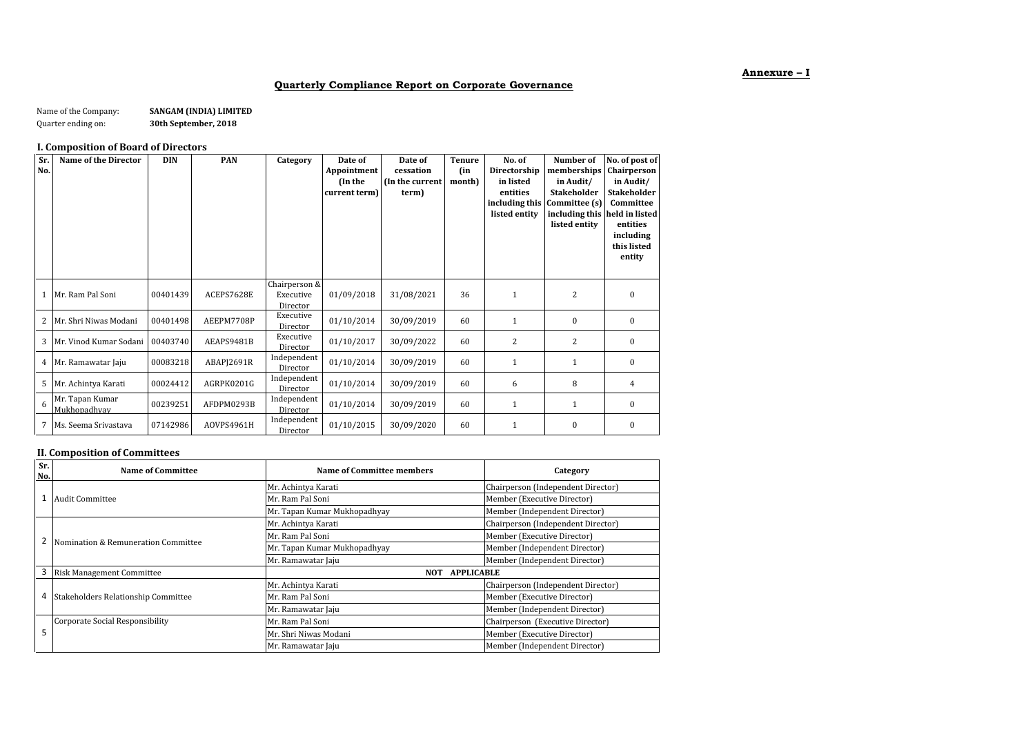**Annexure – I**

# Quarterly Compliance Report on Corporate Governance

Name of the Company: **SANGAM (INDIA) LIMITED**
Quarter ending on: **30th September, 2018**

## I. Composition of Board of Directors

| Sr. No. | Name of the Director | DIN | PAN | Category | Date of Appointment (In the current term) | Date of cessation (In the current term) | Tenure (in month) | No. of Directorship in listed entities including this listed entity | Number of memberships in Audit/ Stakeholder Committee (s) including this listed entity | No. of post of Chairperson in Audit/ Stakeholder Committee held in listed entities including this listed entity |
|---|---|---|---|---|---|---|---|---|---|---|
| 1 | Mr. Ram Pal Soni | 00401439 | ACEPS7628E | Chairperson & Executive Director | 01/09/2018 | 31/08/2021 | 36 | 1 | 2 | 0 |
| 2 | Mr. Shri Niwas Modani | 00401498 | AEEPM7708P | Executive Director | 01/10/2014 | 30/09/2019 | 60 | 1 | 0 | 0 |
| 3 | Mr. Vinod Kumar Sodani | 00403740 | AEAPS9481B | Executive Director | 01/10/2017 | 30/09/2022 | 60 | 2 | 2 | 0 |
| 4 | Mr. Ramawatar Jaju | 00083218 | ABAPJ2691R | Independent Director | 01/10/2014 | 30/09/2019 | 60 | 1 | 1 | 0 |
| 5 | Mr. Achintya Karati | 00024412 | AGRPK0201G | Independent Director | 01/10/2014 | 30/09/2019 | 60 | 6 | 8 | 4 |
| 6 | Mr. Tapan Kumar Mukhopadhyay | 00239251 | AFDPM0293B | Independent Director | 01/10/2014 | 30/09/2019 | 60 | 1 | 1 | 0 |
| 7 | Ms. Seema Srivastava | 07142986 | AOVPS4961H | Independent Director | 01/10/2015 | 30/09/2020 | 60 | 1 | 0 | 0 |

## II. Composition of Committees

| Sr. No. | Name of Committee | Name of Committee members | Category |
|---|---|---|---|
| 1 | Audit Committee | Mr. Achintya Karati | Chairperson (Independent Director) |
| | | Mr. Ram Pal Soni | Member (Executive Director) |
| | | Mr. Tapan Kumar Mukhopadhyay | Member (Independent Director) |
| 2 | Nomination & Remuneration Committee | Mr. Achintya Karati | Chairperson (Independent Director) |
| | | Mr. Ram Pal Soni | Member (Executive Director) |
| | | Mr. Tapan Kumar Mukhopadhyay | Member (Independent Director) |
| | | Mr. Ramawatar Jaju | Member (Independent Director) |
| 3 | Risk Management Committee | NOT APPLICABLE | |
| 4 | Stakeholders Relationship Committee | Mr. Achintya Karati | Chairperson (Independent Director) |
| | | Mr. Ram Pal Soni | Member (Executive Director) |
| | | Mr. Ramawatar Jaju | Member (Independent Director) |
| 5 | Corporate Social Responsibility | Mr. Ram Pal Soni | Chairperson (Executive Director) |
| | | Mr. Shri Niwas Modani | Member (Executive Director) |
| | | Mr. Ramawatar Jaju | Member (Independent Director) |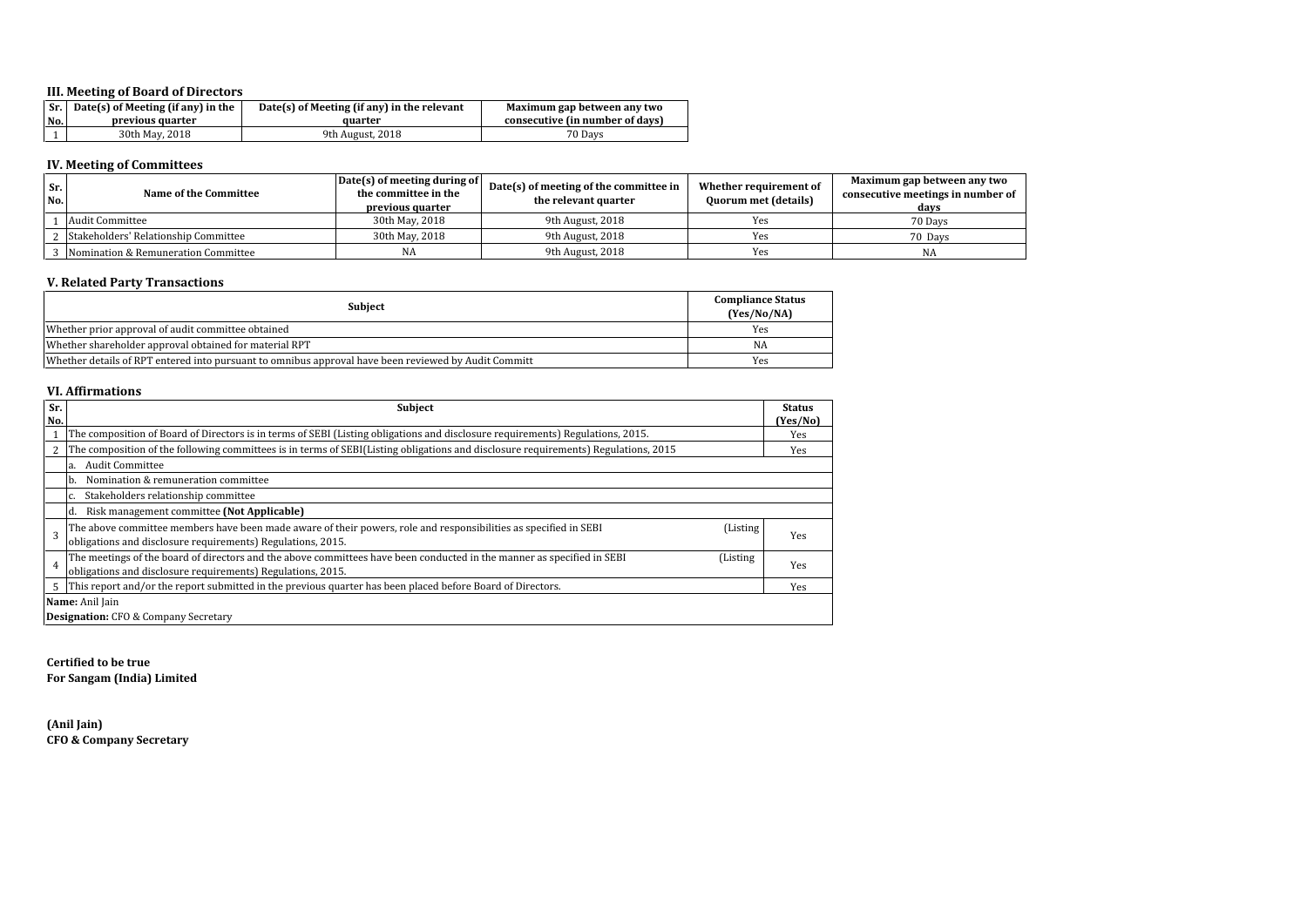### III. Meeting of Board of Directors

| Sr. No. | Date(s) of Meeting (if any) in the previous quarter | Date(s) of Meeting (if any) in the relevant quarter | Maximum gap between any two consecutive (in number of days) |
|---|---|---|---|
| 1 | 30th May, 2018 | 9th August, 2018 | 70 Days |

### IV. Meeting of Committees

| Sr. No. | Name of the Committee | Date(s) of meeting during of the committee in the previous quarter | Date(s) of meeting of the committee in the relevant quarter | Whether requirement of Quorum met (details) | Maximum gap between any two consecutive meetings in number of days |
|---|---|---|---|---|---|
| 1 | Audit Committee | 30th May, 2018 | 9th August, 2018 | Yes | 70 Days |
| 2 | Stakeholders' Relationship Committee | 30th May, 2018 | 9th August, 2018 | Yes | 70 Days |
| 3 | Nomination & Remuneration Committee | NA | 9th August, 2018 | Yes | NA |

### V. Related Party Transactions

| Subject | Compliance Status (Yes/No/NA) |
|---|---|
| Whether prior approval of audit committee obtained | Yes |
| Whether shareholder approval obtained for material RPT | NA |
| Whether details of RPT entered into pursuant to omnibus approval have been reviewed by Audit Committ | Yes |

### VI. Affirmations

| Sr. No. | Subject | Status (Yes/No) |
|---|---|---|
| 1 | The composition of Board of Directors is in terms of SEBI (Listing obligations and disclosure requirements) Regulations, 2015. | Yes |
| 2 | The composition of the following committees is in terms of SEBI(Listing obligations and disclosure requirements) Regulations, 2015 | Yes |
| | a. Audit Committee | |
| | b. Nomination & remuneration committee | |
| | c. Stakeholders relationship committee | |
| | d. Risk management committee **(Not Applicable)** | |
| 3 | The above committee members have been made aware of their powers, role and responsibilities as specified in SEBI (Listing obligations and disclosure requirements) Regulations, 2015. | Yes |
| 4 | The meetings of the board of directors and the above committees have been conducted in the manner as specified in SEBI (Listing obligations and disclosure requirements) Regulations, 2015. | Yes |
| 5 | This report and/or the report submitted in the previous quarter has been placed before Board of Directors. | Yes |
| | **Name:** Anil Jain | |
| | **Designation:** CFO & Company Secretary | |

**Certified to be true**
**For Sangam (India) Limited**

**(Anil Jain)**
**CFO & Company Secretary**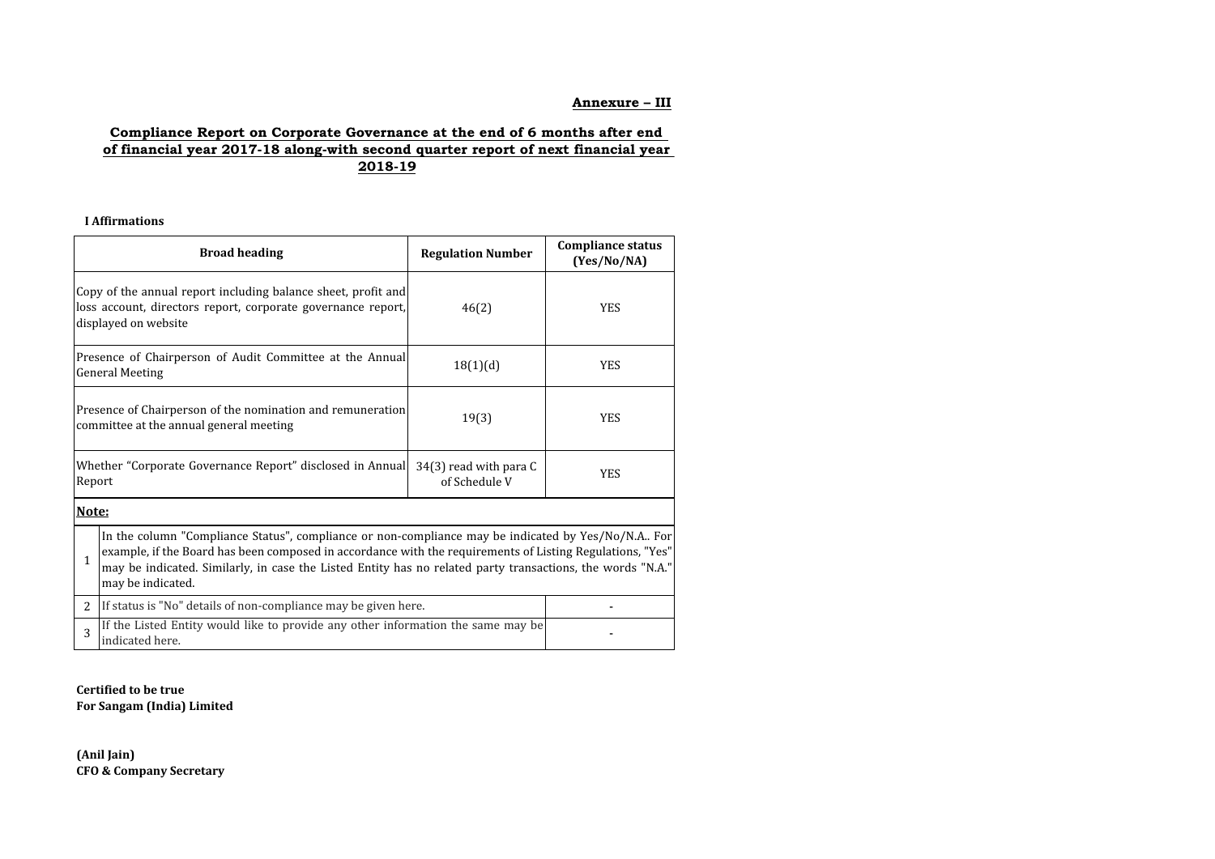**Annexure – III**

## Compliance Report on Corporate Governance at the end of 6 months after end of financial year 2017-18 along-with second quarter report of next financial year 2018-19

**I Affirmations**

| Broad heading | Regulation Number | Compliance status (Yes/No/NA) |
|---|---|---|
| Copy of the annual report including balance sheet, profit and loss account, directors report, corporate governance report, displayed on website | 46(2) | YES |
| Presence of Chairperson of Audit Committee at the Annual General Meeting | 18(1)(d) | YES |
| Presence of Chairperson of the nomination and remuneration committee at the annual general meeting | 19(3) | YES |
| Whether "Corporate Governance Report" disclosed in Annual Report | 34(3) read with para C of Schedule V | YES |

**Note:**

| | | |
|---|---|---|
| 1 | In the column "Compliance Status", compliance or non-compliance may be indicated by Yes/No/N.A.. For example, if the Board has been composed in accordance with the requirements of Listing Regulations, "Yes" may be indicated. Similarly, in case the Listed Entity has no related party transactions, the words "N.A." may be indicated. | |
| 2 | If status is "No" details of non-compliance may be given here. | - |
| 3 | If the Listed Entity would like to provide any other information the same may be indicated here. | - |

**Certified to be true**
**For Sangam (India) Limited**

**(Anil Jain)**
**CFO & Company Secretary**